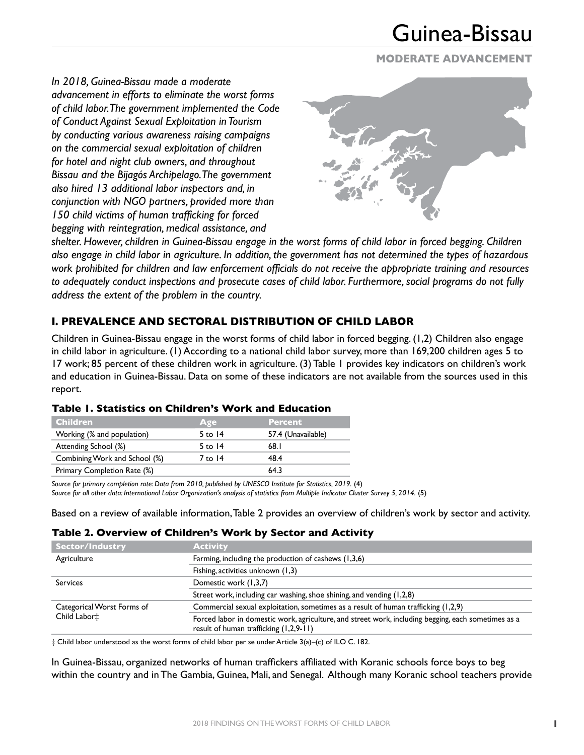# Guinea-Bissau

**MODERATE ADVANCEMENT**

*In 2018, Guinea-Bissau made a moderate advancement in efforts to eliminate the worst forms of child labor. The government implemented the Code of Conduct Against Sexual Exploitation in Tourism by conducting various awareness raising campaigns on the commercial sexual exploitation of children for hotel and night club owners, and throughout Bissau and the Bijagós Archipelago. The government also hired 13 additional labor inspectors and, in conjunction with NGO partners, provided more than 150 child victims of human trafficking for forced begging with reintegration, medical assistance, and shelter. However, children in Guinea-Bissau engage in the worst forms of child labor in forced begging. Children also engage in child labor in agriculture. In addition, the government has not determined the types of hazardous work prohibited for children and law enforcement officials do not receive the appropriate training and resources to adequately conduct inspections and prosecute cases of child labor. Furthermore, social programs do not fully address the extent of the problem in the country.*

## I. PREVALENCE AND SECTORAL DISTRIBUTION OF CHILD LABOR

Children in Guinea-Bissau engage in the worst forms of child labor in forced begging. (1,2) Children also engage in child labor in agriculture. (1) According to a national child labor survey, more than 169,200 children ages 5 to 17 work; 85 percent of these children work in agriculture. (3) Table 1 provides key indicators on children's work and education in Guinea-Bissau. Data on some of these indicators are not available from the sources used in this report.

### Table 1. Statistics on Children's Work and Education

| Children | Age | Percent |
|---|---|---|
| Working (% and population) | 5 to 14 | 57.4 (Unavailable) |
| Attending School (%) | 5 to 14 | 68.1 |
| Combining Work and School (%) | 7 to 14 | 48.4 |
| Primary Completion Rate (%) | | 64.3 |

*Source for primary completion rate: Data from 2010, published by UNESCO Institute for Statistics, 2019.* (4)
*Source for all other data: International Labor Organization's analysis of statistics from Multiple Indicator Cluster Survey 5, 2014.* (5)

Based on a review of available information, Table 2 provides an overview of children's work by sector and activity.

### Table 2. Overview of Children's Work by Sector and Activity

| Sector/Industry | Activity |
|---|---|
| Agriculture | Farming, including the production of cashews (1,3,6) |
| | Fishing, activities unknown (1,3) |
| Services | Domestic work (1,3,7) |
| | Street work, including car washing, shoe shining, and vending (1,2,8) |
| Categorical Worst Forms of Child Labor‡ | Commercial sexual exploitation, sometimes as a result of human trafficking (1,2,9) |
| | Forced labor in domestic work, agriculture, and street work, including begging, each sometimes as a result of human trafficking (1,2,9-11) |

‡ Child labor understood as the worst forms of child labor per se under Article 3(a)–(c) of ILO C. 182.

In Guinea-Bissau, organized networks of human traffickers affiliated with Koranic schools force boys to beg within the country and in The Gambia, Guinea, Mali, and Senegal. Although many Koranic school teachers provide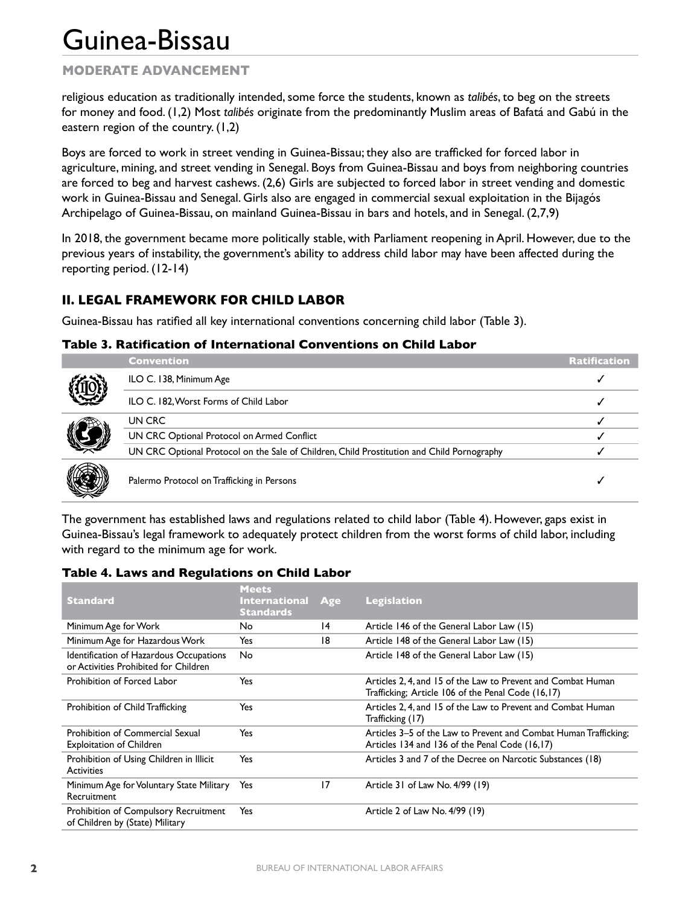religious education as traditionally intended, some force the students, known as *talibés*, to beg on the streets for money and food. (1,2) Most *talibés* originate from the predominantly Muslim areas of Bafatá and Gabú in the eastern region of the country. (1,2)

Boys are forced to work in street vending in Guinea-Bissau; they also are trafficked for forced labor in agriculture, mining, and street vending in Senegal. Boys from Guinea-Bissau and boys from neighboring countries are forced to beg and harvest cashews. (2,6) Girls are subjected to forced labor in street vending and domestic work in Guinea-Bissau and Senegal. Girls also are engaged in commercial sexual exploitation in the Bijagós Archipelago of Guinea-Bissau, on mainland Guinea-Bissau in bars and hotels, and in Senegal. (2,7,9)

In 2018, the government became more politically stable, with Parliament reopening in April. However, due to the previous years of instability, the government's ability to address child labor may have been affected during the reporting period. (12-14)

## II. LEGAL FRAMEWORK FOR CHILD LABOR

Guinea-Bissau has ratified all key international conventions concerning child labor (Table 3).

**Table 3. Ratification of International Conventions on Child Labor**

| Convention | Ratification |
|---|---|
| ILO C. 138, Minimum Age | ✓ |
| ILO C. 182, Worst Forms of Child Labor | ✓ |
| UN CRC | ✓ |
| UN CRC Optional Protocol on Armed Conflict | ✓ |
| UN CRC Optional Protocol on the Sale of Children, Child Prostitution and Child Pornography | ✓ |
| Palermo Protocol on Trafficking in Persons | ✓ |

The government has established laws and regulations related to child labor (Table 4). However, gaps exist in Guinea-Bissau's legal framework to adequately protect children from the worst forms of child labor, including with regard to the minimum age for work.

**Table 4. Laws and Regulations on Child Labor**

| Standard | Meets International Standards | Age | Legislation |
|---|---|---|---|
| Minimum Age for Work | No | 14 | Article 146 of the General Labor Law (15) |
| Minimum Age for Hazardous Work | Yes | 18 | Article 148 of the General Labor Law (15) |
| Identification of Hazardous Occupations or Activities Prohibited for Children | No | | Article 148 of the General Labor Law (15) |
| Prohibition of Forced Labor | Yes | | Articles 2, 4, and 15 of the Law to Prevent and Combat Human Trafficking; Article 106 of the Penal Code (16,17) |
| Prohibition of Child Trafficking | Yes | | Articles 2, 4, and 15 of the Law to Prevent and Combat Human Trafficking (17) |
| Prohibition of Commercial Sexual Exploitation of Children | Yes | | Articles 3–5 of the Law to Prevent and Combat Human Trafficking; Articles 134 and 136 of the Penal Code (16,17) |
| Prohibition of Using Children in Illicit Activities | Yes | | Articles 3 and 7 of the Decree on Narcotic Substances (18) |
| Minimum Age for Voluntary State Military Recruitment | Yes | 17 | Article 31 of Law No. 4/99 (19) |
| Prohibition of Compulsory Recruitment of Children by (State) Military | Yes | | Article 2 of Law No. 4/99 (19) |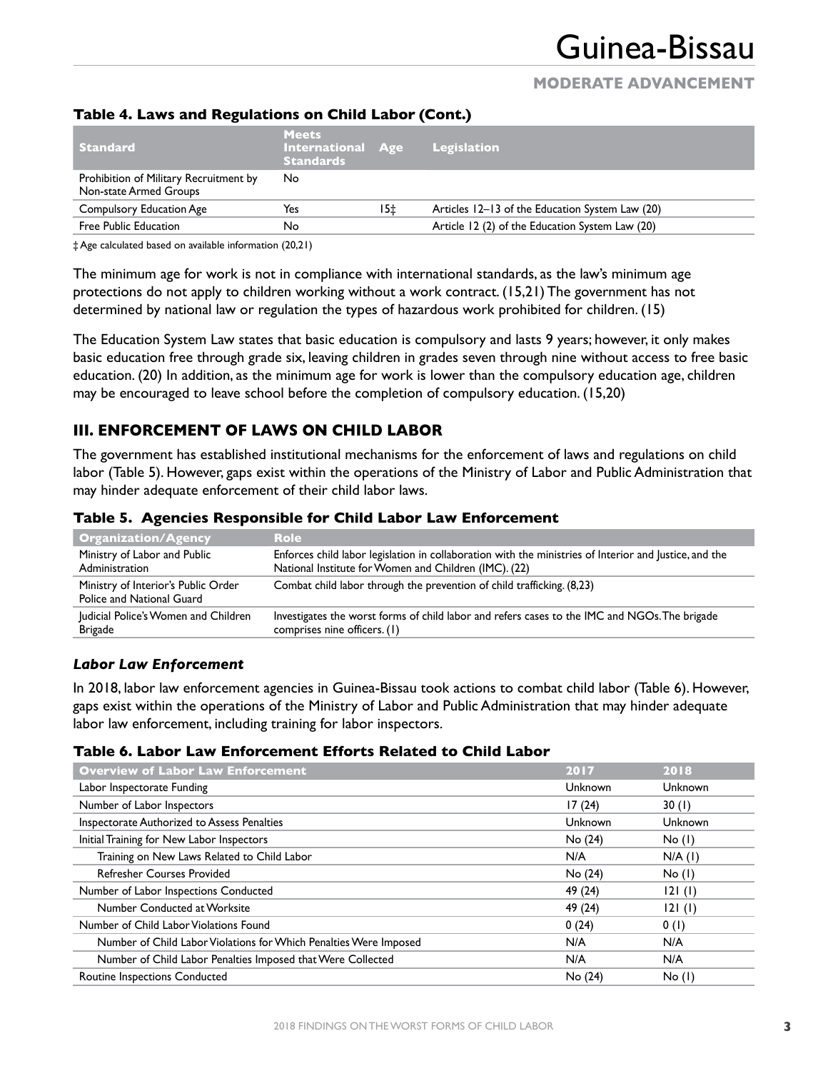### Table 4. Laws and Regulations on Child Labor (Cont.)

| Standard | Meets International Standards | Age | Legislation |
|---|---|---|---|
| Prohibition of Military Recruitment by Non-state Armed Groups | No | | |
| Compulsory Education Age | Yes | 15‡ | Articles 12–13 of the Education System Law (20) |
| Free Public Education | No | | Article 12 (2) of the Education System Law (20) |

‡ Age calculated based on available information (20,21)

The minimum age for work is not in compliance with international standards, as the law's minimum age protections do not apply to children working without a work contract. (15,21) The government has not determined by national law or regulation the types of hazardous work prohibited for children. (15)

The Education System Law states that basic education is compulsory and lasts 9 years; however, it only makes basic education free through grade six, leaving children in grades seven through nine without access to free basic education. (20) In addition, as the minimum age for work is lower than the compulsory education age, children may be encouraged to leave school before the completion of compulsory education. (15,20)

## III. ENFORCEMENT OF LAWS ON CHILD LABOR

The government has established institutional mechanisms for the enforcement of laws and regulations on child labor (Table 5). However, gaps exist within the operations of the Ministry of Labor and Public Administration that may hinder adequate enforcement of their child labor laws.

### Table 5. Agencies Responsible for Child Labor Law Enforcement

| Organization/Agency | Role |
|---|---|
| Ministry of Labor and Public Administration | Enforces child labor legislation in collaboration with the ministries of Interior and Justice, and the National Institute for Women and Children (IMC). (22) |
| Ministry of Interior's Public Order Police and National Guard | Combat child labor through the prevention of child trafficking. (8,23) |
| Judicial Police's Women and Children Brigade | Investigates the worst forms of child labor and refers cases to the IMC and NGOs. The brigade comprises nine officers. (1) |

### *Labor Law Enforcement*

In 2018, labor law enforcement agencies in Guinea-Bissau took actions to combat child labor (Table 6). However, gaps exist within the operations of the Ministry of Labor and Public Administration that may hinder adequate labor law enforcement, including training for labor inspectors.

### Table 6. Labor Law Enforcement Efforts Related to Child Labor

| Overview of Labor Law Enforcement | 2017 | 2018 |
|---|---|---|
| Labor Inspectorate Funding | Unknown | Unknown |
| Number of Labor Inspectors | 17 (24) | 30 (1) |
| Inspectorate Authorized to Assess Penalties | Unknown | Unknown |
| Initial Training for New Labor Inspectors | No (24) | No (1) |
| Training on New Laws Related to Child Labor | N/A | N/A (1) |
| Refresher Courses Provided | No (24) | No (1) |
| Number of Labor Inspections Conducted | 49 (24) | 121 (1) |
| Number Conducted at Worksite | 49 (24) | 121 (1) |
| Number of Child Labor Violations Found | 0 (24) | 0 (1) |
| Number of Child Labor Violations for Which Penalties Were Imposed | N/A | N/A |
| Number of Child Labor Penalties Imposed that Were Collected | N/A | N/A |
| Routine Inspections Conducted | No (24) | No (1) |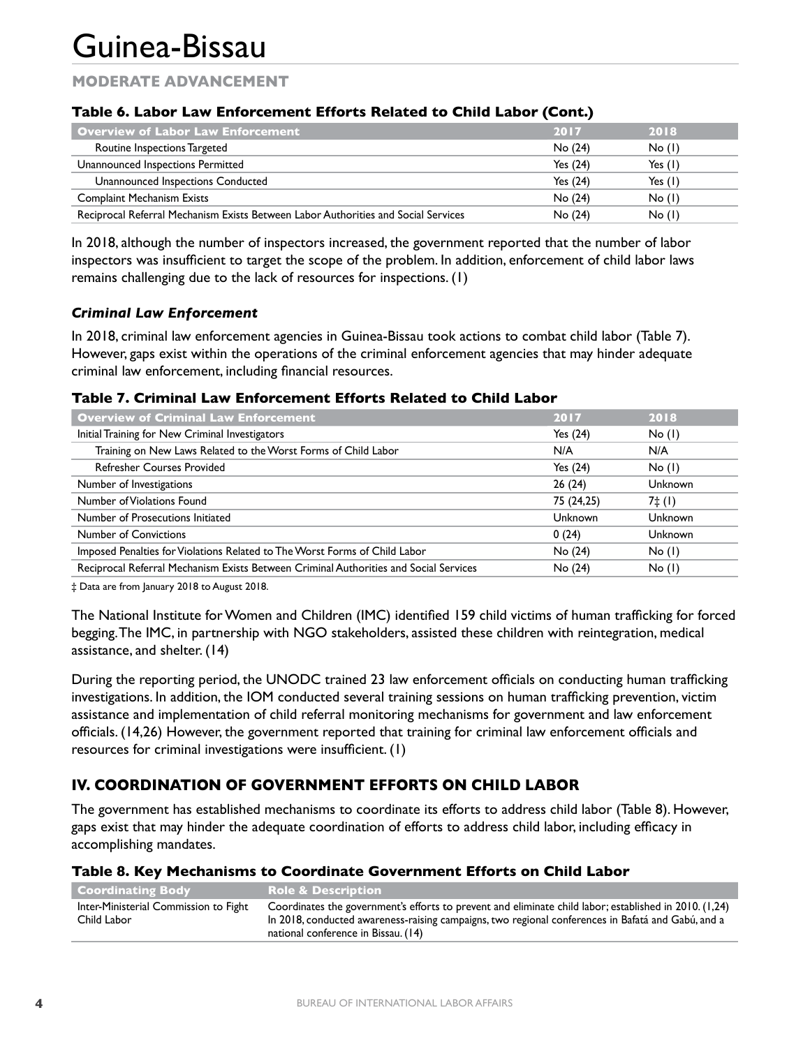# Guinea-Bissau

**MODERATE ADVANCEMENT**

### Table 6. Labor Law Enforcement Efforts Related to Child Labor (Cont.)

| Overview of Labor Law Enforcement | 2017 | 2018 |
|---|---|---|
| Routine Inspections Targeted | No (24) | No (1) |
| Unannounced Inspections Permitted | Yes (24) | Yes (1) |
| Unannounced Inspections Conducted | Yes (24) | Yes (1) |
| Complaint Mechanism Exists | No (24) | No (1) |
| Reciprocal Referral Mechanism Exists Between Labor Authorities and Social Services | No (24) | No (1) |

In 2018, although the number of inspectors increased, the government reported that the number of labor inspectors was insufficient to target the scope of the problem. In addition, enforcement of child labor laws remains challenging due to the lack of resources for inspections. (1)

### *Criminal Law Enforcement*

In 2018, criminal law enforcement agencies in Guinea-Bissau took actions to combat child labor (Table 7). However, gaps exist within the operations of the criminal enforcement agencies that may hinder adequate criminal law enforcement, including financial resources.

### Table 7. Criminal Law Enforcement Efforts Related to Child Labor

| Overview of Criminal Law Enforcement | 2017 | 2018 |
|---|---|---|
| Initial Training for New Criminal Investigators | Yes (24) | No (1) |
| Training on New Laws Related to the Worst Forms of Child Labor | N/A | N/A |
| Refresher Courses Provided | Yes (24) | No (1) |
| Number of Investigations | 26 (24) | Unknown |
| Number of Violations Found | 75 (24,25) | 7‡ (1) |
| Number of Prosecutions Initiated | Unknown | Unknown |
| Number of Convictions | 0 (24) | Unknown |
| Imposed Penalties for Violations Related to The Worst Forms of Child Labor | No (24) | No (1) |
| Reciprocal Referral Mechanism Exists Between Criminal Authorities and Social Services | No (24) | No (1) |

‡ Data are from January 2018 to August 2018.

The National Institute for Women and Children (IMC) identified 159 child victims of human trafficking for forced begging. The IMC, in partnership with NGO stakeholders, assisted these children with reintegration, medical assistance, and shelter. (14)

During the reporting period, the UNODC trained 23 law enforcement officials on conducting human trafficking investigations. In addition, the IOM conducted several training sessions on human trafficking prevention, victim assistance and implementation of child referral monitoring mechanisms for government and law enforcement officials. (14,26) However, the government reported that training for criminal law enforcement officials and resources for criminal investigations were insufficient. (1)

## IV. COORDINATION OF GOVERNMENT EFFORTS ON CHILD LABOR

The government has established mechanisms to coordinate its efforts to address child labor (Table 8). However, gaps exist that may hinder the adequate coordination of efforts to address child labor, including efficacy in accomplishing mandates.

### Table 8. Key Mechanisms to Coordinate Government Efforts on Child Labor

| Coordinating Body | Role & Description |
|---|---|
| Inter-Ministerial Commission to Fight Child Labor | Coordinates the government's efforts to prevent and eliminate child labor; established in 2010. (1,24) In 2018, conducted awareness-raising campaigns, two regional conferences in Bafatá and Gabú, and a national conference in Bissau. (14) |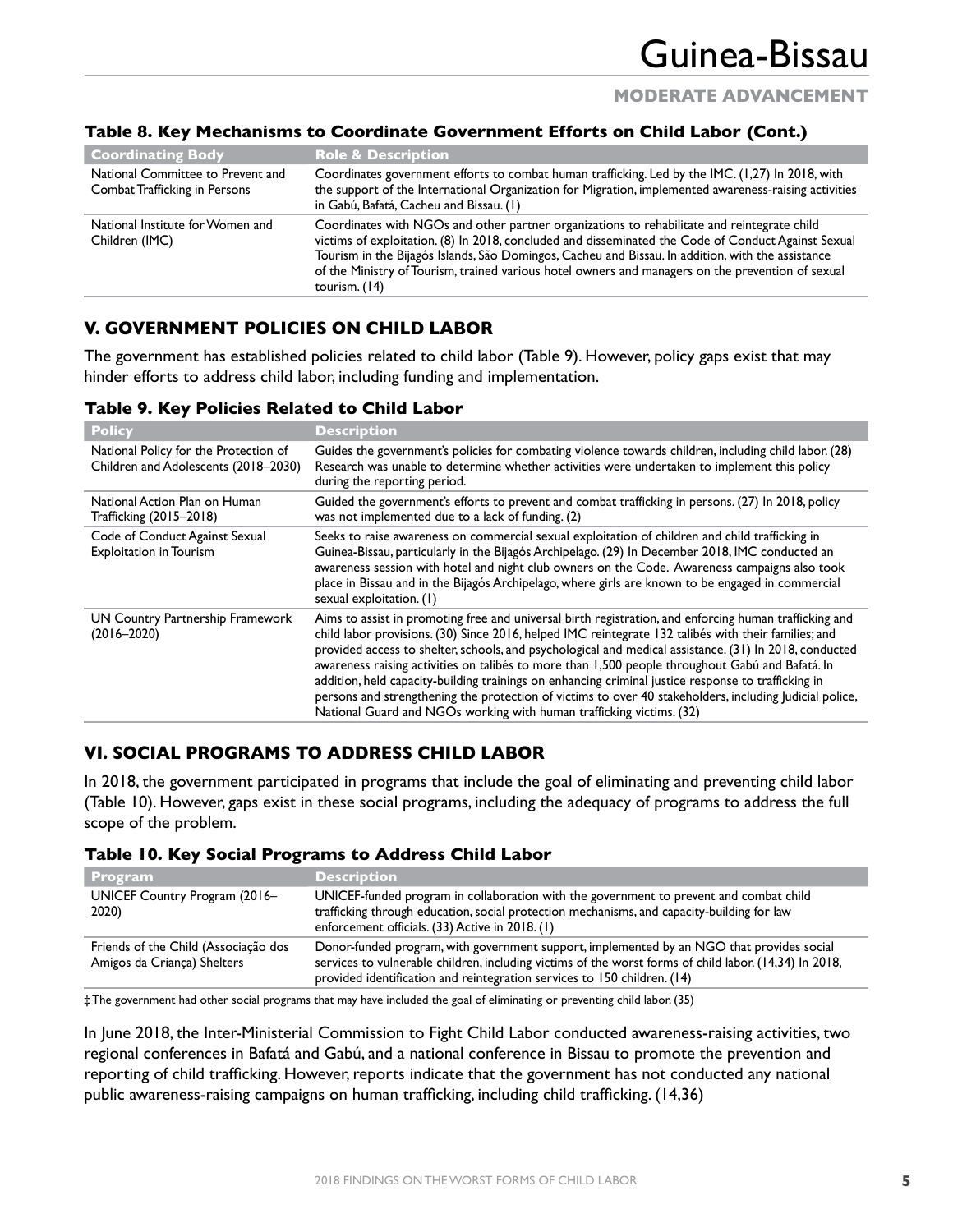### Table 8. Key Mechanisms to Coordinate Government Efforts on Child Labor (Cont.)

| Coordinating Body | Role & Description |
| --- | --- |
| National Committee to Prevent and Combat Trafficking in Persons | Coordinates government efforts to combat human trafficking. Led by the IMC. (1,27) In 2018, with the support of the International Organization for Migration, implemented awareness-raising activities in Gabú, Bafatá, Cacheu and Bissau. (1) |
| National Institute for Women and Children (IMC) | Coordinates with NGOs and other partner organizations to rehabilitate and reintegrate child victims of exploitation. (8) In 2018, concluded and disseminated the Code of Conduct Against Sexual Tourism in the Bijagós Islands, São Domingos, Cacheu and Bissau. In addition, with the assistance of the Ministry of Tourism, trained various hotel owners and managers on the prevention of sexual tourism. (14) |

## V. GOVERNMENT POLICIES ON CHILD LABOR

The government has established policies related to child labor (Table 9). However, policy gaps exist that may hinder efforts to address child labor, including funding and implementation.

### Table 9. Key Policies Related to Child Labor

| Policy | Description |
| --- | --- |
| National Policy for the Protection of Children and Adolescents (2018–2030) | Guides the government's policies for combating violence towards children, including child labor. (28) Research was unable to determine whether activities were undertaken to implement this policy during the reporting period. |
| National Action Plan on Human Trafficking (2015–2018) | Guided the government's efforts to prevent and combat trafficking in persons. (27) In 2018, policy was not implemented due to a lack of funding. (2) |
| Code of Conduct Against Sexual Exploitation in Tourism | Seeks to raise awareness on commercial sexual exploitation of children and child trafficking in Guinea-Bissau, particularly in the Bijagós Archipelago. (29) In December 2018, IMC conducted an awareness session with hotel and night club owners on the Code. Awareness campaigns also took place in Bissau and in the Bijagós Archipelago, where girls are known to be engaged in commercial sexual exploitation. (1) |
| UN Country Partnership Framework (2016–2020) | Aims to assist in promoting free and universal birth registration, and enforcing human trafficking and child labor provisions. (30) Since 2016, helped IMC reintegrate 132 talibés with their families; and provided access to shelter, schools, and psychological and medical assistance. (31) In 2018, conducted awareness raising activities on talibés to more than 1,500 people throughout Gabú and Bafatá. In addition, held capacity-building trainings on enhancing criminal justice response to trafficking in persons and strengthening the protection of victims to over 40 stakeholders, including Judicial police, National Guard and NGOs working with human trafficking victims. (32) |

## VI. SOCIAL PROGRAMS TO ADDRESS CHILD LABOR

In 2018, the government participated in programs that include the goal of eliminating and preventing child labor (Table 10). However, gaps exist in these social programs, including the adequacy of programs to address the full scope of the problem.

### Table 10. Key Social Programs to Address Child Labor

| Program | Description |
| --- | --- |
| UNICEF Country Program (2016–2020) | UNICEF-funded program in collaboration with the government to prevent and combat child trafficking through education, social protection mechanisms, and capacity-building for law enforcement officials. (33) Active in 2018. (1) |
| Friends of the Child (Associação dos Amigos da Criança) Shelters | Donor-funded program, with government support, implemented by an NGO that provides social services to vulnerable children, including victims of the worst forms of child labor. (14,34) In 2018, provided identification and reintegration services to 150 children. (14) |

‡ The government had other social programs that may have included the goal of eliminating or preventing child labor. (35)

In June 2018, the Inter-Ministerial Commission to Fight Child Labor conducted awareness-raising activities, two regional conferences in Bafatá and Gabú, and a national conference in Bissau to promote the prevention and reporting of child trafficking. However, reports indicate that the government has not conducted any national public awareness-raising campaigns on human trafficking, including child trafficking. (14,36)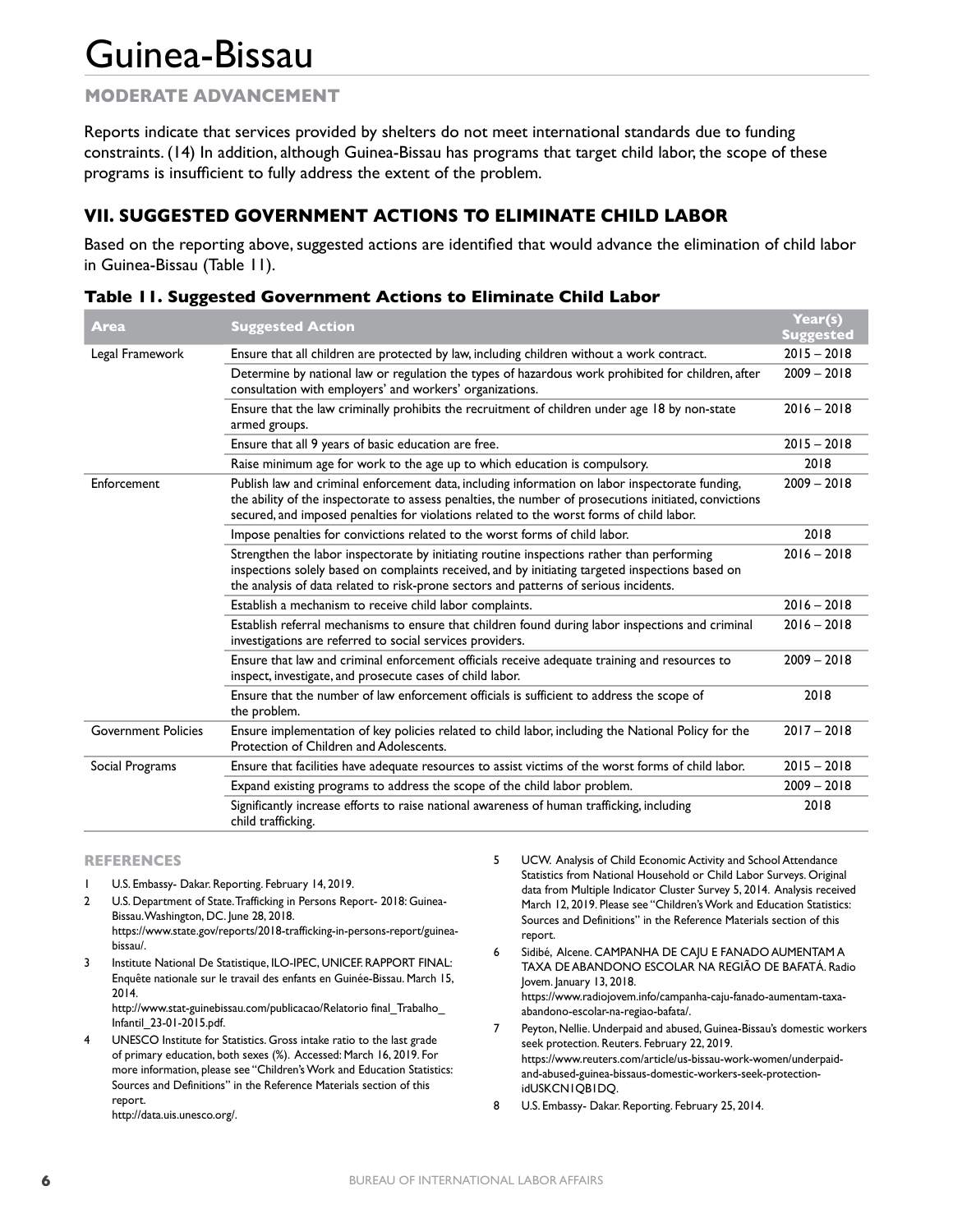# Guinea-Bissau

## MODERATE ADVANCEMENT

Reports indicate that services provided by shelters do not meet international standards due to funding constraints. (14) In addition, although Guinea-Bissau has programs that target child labor, the scope of these programs is insufficient to fully address the extent of the problem.

## VII. SUGGESTED GOVERNMENT ACTIONS TO ELIMINATE CHILD LABOR

Based on the reporting above, suggested actions are identified that would advance the elimination of child labor in Guinea-Bissau (Table 11).

### Table 11. Suggested Government Actions to Eliminate Child Labor

| Area | Suggested Action | Year(s) Suggested |
|---|---|---|
| Legal Framework | Ensure that all children are protected by law, including children without a work contract. | 2015 – 2018 |
| | Determine by national law or regulation the types of hazardous work prohibited for children, after consultation with employers' and workers' organizations. | 2009 – 2018 |
| | Ensure that the law criminally prohibits the recruitment of children under age 18 by non-state armed groups. | 2016 – 2018 |
| | Ensure that all 9 years of basic education are free. | 2015 – 2018 |
| | Raise minimum age for work to the age up to which education is compulsory. | 2018 |
| Enforcement | Publish law and criminal enforcement data, including information on labor inspectorate funding, the ability of the inspectorate to assess penalties, the number of prosecutions initiated, convictions secured, and imposed penalties for violations related to the worst forms of child labor. | 2009 – 2018 |
| | Impose penalties for convictions related to the worst forms of child labor. | 2018 |
| | Strengthen the labor inspectorate by initiating routine inspections rather than performing inspections solely based on complaints received, and by initiating targeted inspections based on the analysis of data related to risk-prone sectors and patterns of serious incidents. | 2016 – 2018 |
| | Establish a mechanism to receive child labor complaints. | 2016 – 2018 |
| | Establish referral mechanisms to ensure that children found during labor inspections and criminal investigations are referred to social services providers. | 2016 – 2018 |
| | Ensure that law and criminal enforcement officials receive adequate training and resources to inspect, investigate, and prosecute cases of child labor. | 2009 – 2018 |
| | Ensure that the number of law enforcement officials is sufficient to address the scope of the problem. | 2018 |
| Government Policies | Ensure implementation of key policies related to child labor, including the National Policy for the Protection of Children and Adolescents. | 2017 – 2018 |
| Social Programs | Ensure that facilities have adequate resources to assist victims of the worst forms of child labor. | 2015 – 2018 |
| | Expand existing programs to address the scope of the child labor problem. | 2009 – 2018 |
| | Significantly increase efforts to raise national awareness of human trafficking, including child trafficking. | 2018 |

## REFERENCES

1. U.S. Embassy- Dakar. Reporting. February 14, 2019.
2. U.S. Department of State. Trafficking in Persons Report- 2018: Guinea-Bissau. Washington, DC. June 28, 2018. https://www.state.gov/reports/2018-trafficking-in-persons-report/guinea-bissau/.
3. Institute National De Statistique, ILO-IPEC, UNICEF. RAPPORT FINAL: Enquête nationale sur le travail des enfants en Guinée-Bissau. March 15, 2014. http://www.stat-guinebissau.com/publicacao/Relatorio final_Trabalho_Infantil_23-01-2015.pdf.
4. UNESCO Institute for Statistics. Gross intake ratio to the last grade of primary education, both sexes (%). Accessed: March 16, 2019. For more information, please see "Children's Work and Education Statistics: Sources and Definitions" in the Reference Materials section of this report. http://data.uis.unesco.org/.
5. UCW. Analysis of Child Economic Activity and School Attendance Statistics from National Household or Child Labor Surveys. Original data from Multiple Indicator Cluster Survey 5, 2014. Analysis received March 12, 2019. Please see "Children's Work and Education Statistics: Sources and Definitions" in the Reference Materials section of this report.
6. Sidibé, Alcene. CAMPANHA DE CAJU E FANADO AUMENTAM A TAXA DE ABANDONO ESCOLAR NA REGIÃO DE BAFATÁ. Radio Jovem. January 13, 2018. https://www.radiojovem.info/campanha-caju-fanado-aumentam-taxa-abandono-escolar-na-regiao-bafata/.
7. Peyton, Nellie. Underpaid and abused, Guinea-Bissau's domestic workers seek protection. Reuters. February 22, 2019. https://www.reuters.com/article/us-bissau-work-women/underpaid-and-abused-guinea-bissaus-domestic-workers-seek-protection-idUSKCN1QB1DQ.
8. U.S. Embassy- Dakar. Reporting. February 25, 2014.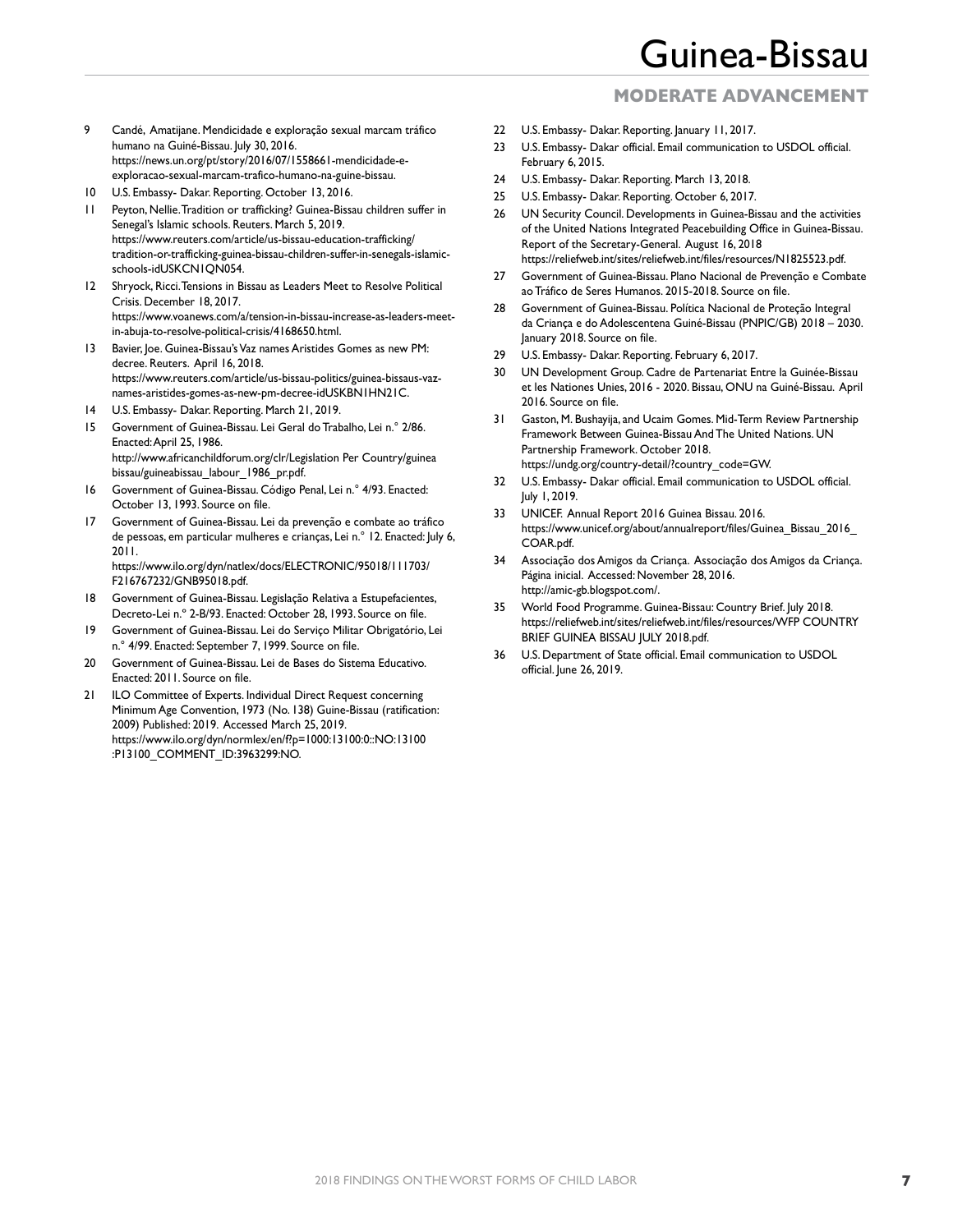9 Candé, Amatijane. Mendicidade e exploração sexual marcam tráfico humano na Guiné-Bissau. July 30, 2016. https://news.un.org/pt/story/2016/07/1558661-mendicidade-e-exploracao-sexual-marcam-trafico-humano-na-guine-bissau.
10 U.S. Embassy- Dakar. Reporting. October 13, 2016.
11 Peyton, Nellie. Tradition or trafficking? Guinea-Bissau children suffer in Senegal's Islamic schools. Reuters. March 5, 2019. https://www.reuters.com/article/us-bissau-education-trafficking/tradition-or-trafficking-guinea-bissau-children-suffer-in-senegals-islamic-schools-idUSKCN1QN054.
12 Shryock, Ricci. Tensions in Bissau as Leaders Meet to Resolve Political Crisis. December 18, 2017. https://www.voanews.com/a/tension-in-bissau-increase-as-leaders-meet-in-abuja-to-resolve-political-crisis/4168650.html.
13 Bavier, Joe. Guinea-Bissau's Vaz names Aristides Gomes as new PM: decree. Reuters. April 16, 2018. https://www.reuters.com/article/us-bissau-politics/guinea-bissaus-vaz-names-aristides-gomes-as-new-pm-decree-idUSKBN1HN21C.
14 U.S. Embassy- Dakar. Reporting. March 21, 2019.
15 Government of Guinea-Bissau. Lei Geral do Trabalho, Lei n.° 2/86. Enacted: April 25, 1986. http://www.africanchildforum.org/clr/Legislation Per Country/guinea bissau/guineabissau_labour_1986_pr.pdf.
16 Government of Guinea-Bissau. Código Penal, Lei n.° 4/93. Enacted: October 13, 1993. Source on file.
17 Government of Guinea-Bissau. Lei da prevenção e combate ao tráfico de pessoas, em particular mulheres e crianças, Lei n.° 12. Enacted: July 6, 2011. https://www.ilo.org/dyn/natlex/docs/ELECTRONIC/95018/111703/F216767232/GNB95018.pdf.
18 Government of Guinea-Bissau. Legislação Relativa a Estupefacientes, Decreto-Lei n.° 2-B/93. Enacted: October 28, 1993. Source on file.
19 Government of Guinea-Bissau. Lei do Serviço Militar Obrigatório, Lei n.° 4/99. Enacted: September 7, 1999. Source on file.
20 Government of Guinea-Bissau. Lei de Bases do Sistema Educativo. Enacted: 2011. Source on file.
21 ILO Committee of Experts. Individual Direct Request concerning Minimum Age Convention, 1973 (No. 138) Guine-Bissau (ratification: 2009) Published: 2019. Accessed March 25, 2019. https://www.ilo.org/dyn/normlex/en/f?p=1000:13100:0::NO:13100:P13100_COMMENT_ID:3963299:NO.
22 U.S. Embassy- Dakar. Reporting. January 11, 2017.
23 U.S. Embassy- Dakar official. Email communication to USDOL official. February 6, 2015.
24 U.S. Embassy- Dakar. Reporting. March 13, 2018.
25 U.S. Embassy- Dakar. Reporting. October 6, 2017.
26 UN Security Council. Developments in Guinea-Bissau and the activities of the United Nations Integrated Peacebuilding Office in Guinea-Bissau. Report of the Secretary-General. August 16, 2018 https://reliefweb.int/sites/reliefweb.int/files/resources/N1825523.pdf.
27 Government of Guinea-Bissau. Plano Nacional de Prevenção e Combate ao Tráfico de Seres Humanos. 2015-2018. Source on file.
28 Government of Guinea-Bissau. Política Nacional de Proteção Integral da Criança e do Adolescentena Guiné-Bissau (PNPIC/GB) 2018 – 2030. January 2018. Source on file.
29 U.S. Embassy- Dakar. Reporting. February 6, 2017.
30 UN Development Group. Cadre de Partenariat Entre la Guinée-Bissau et les Nationes Unies, 2016 - 2020. Bissau, ONU na Guiné-Bissau. April 2016. Source on file.
31 Gaston, M. Bushayija, and Ucaim Gomes. Mid-Term Review Partnership Framework Between Guinea-Bissau And The United Nations. UN Partnership Framework. October 2018. https://undg.org/country-detail/?country_code=GW.
32 U.S. Embassy- Dakar official. Email communication to USDOL official. July 1, 2019.
33 UNICEF. Annual Report 2016 Guinea Bissau. 2016. https://www.unicef.org/about/annualreport/files/Guinea_Bissau_2016_COAR.pdf.
34 Associação dos Amigos da Criança. Associação dos Amigos da Criança. Página inicial. Accessed: November 28, 2016. http://amic-gb.blogspot.com/.
35 World Food Programme. Guinea-Bissau: Country Brief. July 2018. https://reliefweb.int/sites/reliefweb.int/files/resources/WFP COUNTRY BRIEF GUINEA BISSAU JULY 2018.pdf.
36 U.S. Department of State official. Email communication to USDOL official. June 26, 2019.